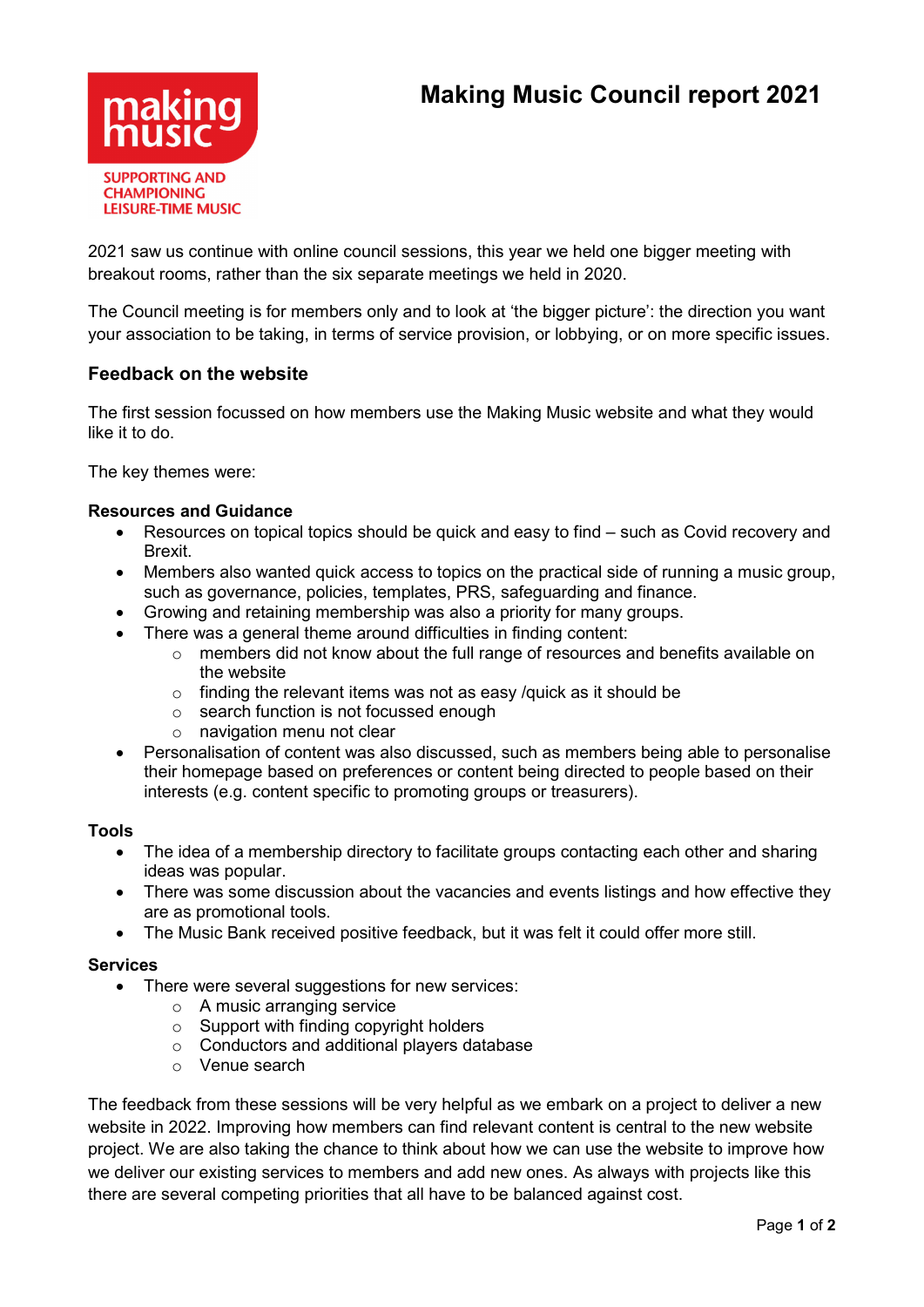# Making Music Council report 2021

making music

SUPPORTING AND CHAMPIONING LEISURE-TIME MUSIC

2021 saw us continue with online council sessions, this year we held one bigger meeting with breakout rooms, rather than the six separate meetings we held in 2020.

The Council meeting is for members only and to look at 'the bigger picture': the direction you want your association to be taking, in terms of service provision, or lobbying, or on more specific issues.

## Feedback on the website

The first session focussed on how members use the Making Music website and what they would like it to do.

The key themes were:

### Resources and Guidance

- Resources on topical topics should be quick and easy to find – such as Covid recovery and Brexit.
- Members also wanted quick access to topics on the practical side of running a music group, such as governance, policies, templates, PRS, safeguarding and finance.
- Growing and retaining membership was also a priority for many groups.
- There was a general theme around difficulties in finding content:
  - members did not know about the full range of resources and benefits available on the website
  - finding the relevant items was not as easy /quick as it should be
  - search function is not focussed enough
  - navigation menu not clear
- Personalisation of content was also discussed, such as members being able to personalise their homepage based on preferences or content being directed to people based on their interests (e.g. content specific to promoting groups or treasurers).

### Tools

- The idea of a membership directory to facilitate groups contacting each other and sharing ideas was popular.
- There was some discussion about the vacancies and events listings and how effective they are as promotional tools.
- The Music Bank received positive feedback, but it was felt it could offer more still.

### Services

- There were several suggestions for new services:
  - A music arranging service
  - Support with finding copyright holders
  - Conductors and additional players database
  - Venue search

The feedback from these sessions will be very helpful as we embark on a project to deliver a new website in 2022. Improving how members can find relevant content is central to the new website project. We are also taking the chance to think about how we can use the website to improve how we deliver our existing services to members and add new ones. As always with projects like this there are several competing priorities that all have to be balanced against cost.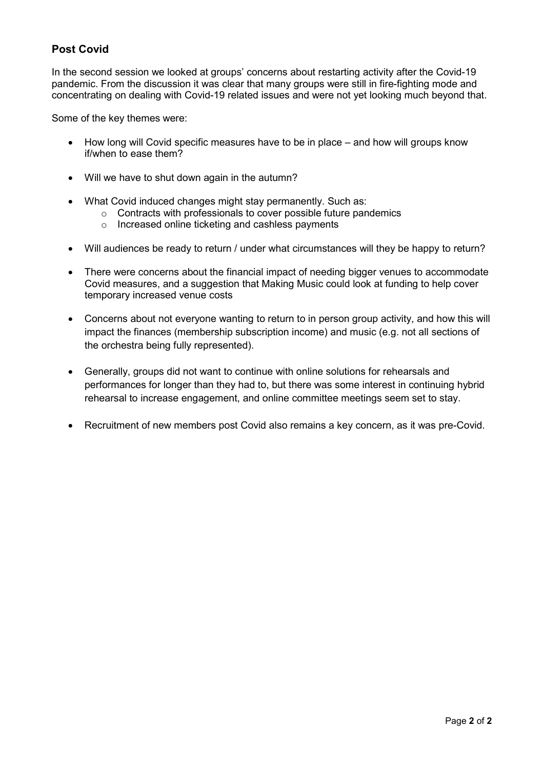## Post Covid

In the second session we looked at groups' concerns about restarting activity after the Covid-19 pandemic. From the discussion it was clear that many groups were still in fire-fighting mode and concentrating on dealing with Covid-19 related issues and were not yet looking much beyond that.

Some of the key themes were:

- How long will Covid specific measures have to be in place – and how will groups know if/when to ease them?
- Will we have to shut down again in the autumn?
- What Covid induced changes might stay permanently. Such as:
  - Contracts with professionals to cover possible future pandemics
  - Increased online ticketing and cashless payments
- Will audiences be ready to return / under what circumstances will they be happy to return?
- There were concerns about the financial impact of needing bigger venues to accommodate Covid measures, and a suggestion that Making Music could look at funding to help cover temporary increased venue costs
- Concerns about not everyone wanting to return to in person group activity, and how this will impact the finances (membership subscription income) and music (e.g. not all sections of the orchestra being fully represented).
- Generally, groups did not want to continue with online solutions for rehearsals and performances for longer than they had to, but there was some interest in continuing hybrid rehearsal to increase engagement, and online committee meetings seem set to stay.
- Recruitment of new members post Covid also remains a key concern, as it was pre-Covid.